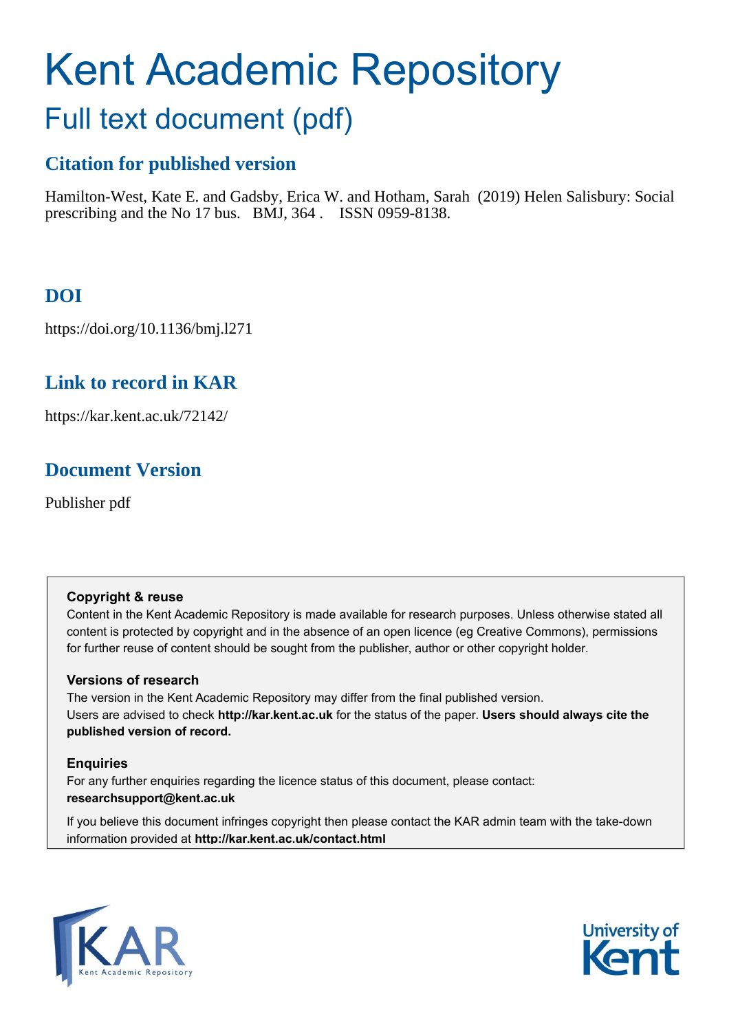# Kent Academic Repository

## Full text document (pdf)

### Citation for published version

Hamilton-West, Kate E. and Gadsby, Erica W. and Hotham, Sarah (2019) Helen Salisbury: Social prescribing and the No 17 bus. BMJ, 364 . ISSN 0959-8138.

### DOI

https://doi.org/10.1136/bmj.l271

### Link to record in KAR

https://kar.kent.ac.uk/72142/

### Document Version

Publisher pdf

**Copyright & reuse**

Content in the Kent Academic Repository is made available for research purposes. Unless otherwise stated all content is protected by copyright and in the absence of an open licence (eg Creative Commons), permissions for further reuse of content should be sought from the publisher, author or other copyright holder.

**Versions of research**

The version in the Kent Academic Repository may differ from the final published version. Users are advised to check **http://kar.kent.ac.uk** for the status of the paper. **Users should always cite the published version of record.**

**Enquiries**

For any further enquiries regarding the licence status of this document, please contact: **researchsupport@kent.ac.uk**

If you believe this document infringes copyright then please contact the KAR admin team with the take-down information provided at **http://kar.kent.ac.uk/contact.html**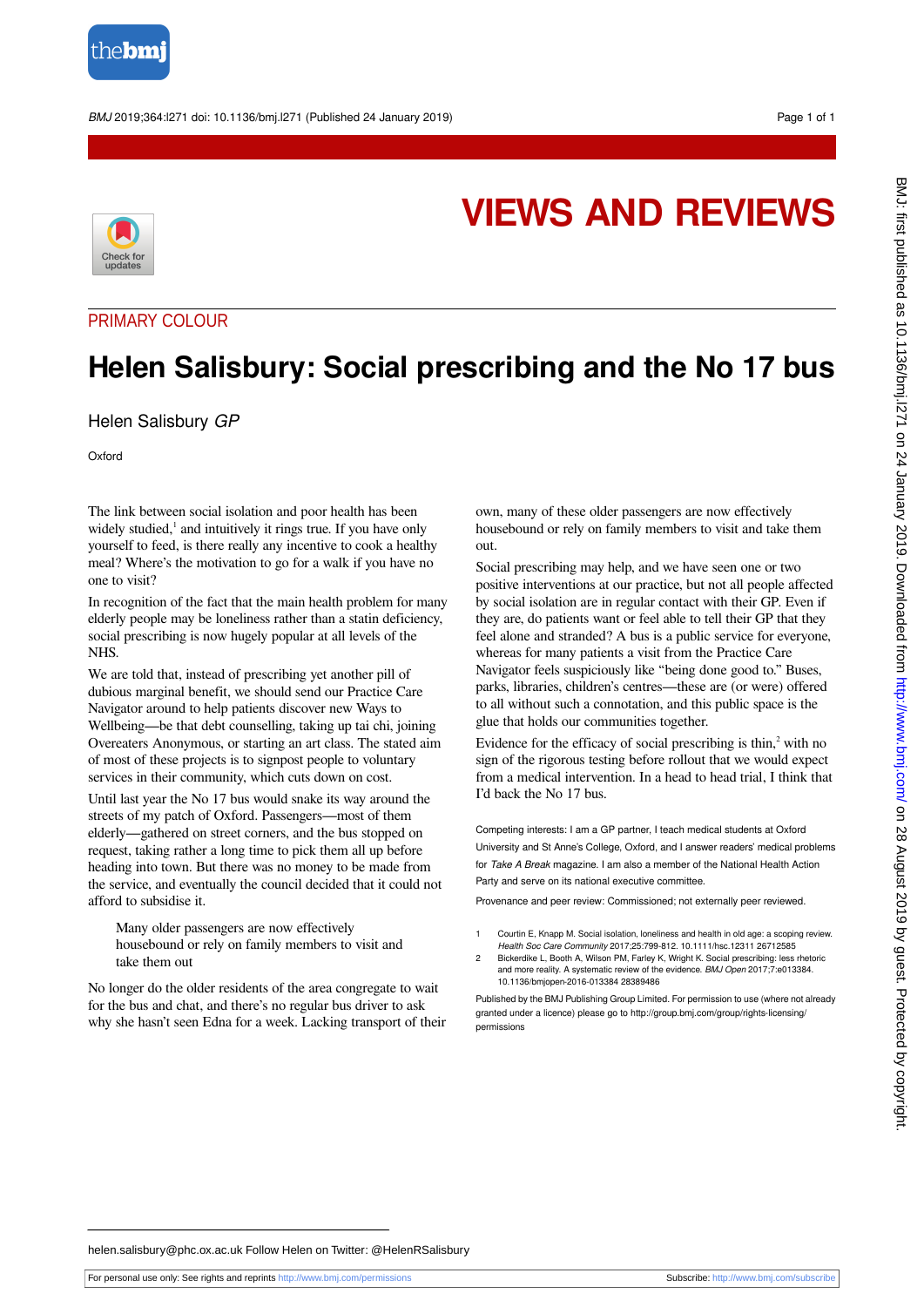VIEWS AND REVIEWS

PRIMARY COLOUR

# Helen Salisbury: Social prescribing and the No 17 bus

Helen Salisbury *GP*

Oxford

The link between social isolation and poor health has been widely studied,[1] and intuitively it rings true. If you have only yourself to feed, is there really any incentive to cook a healthy meal? Where's the motivation to go for a walk if you have no one to visit?

In recognition of the fact that the main health problem for many elderly people may be loneliness rather than a statin deficiency, social prescribing is now hugely popular at all levels of the NHS.

We are told that, instead of prescribing yet another pill of dubious marginal benefit, we should send our Practice Care Navigator around to help patients discover new Ways to Wellbeing—be that debt counselling, taking up tai chi, joining Overeaters Anonymous, or starting an art class. The stated aim of most of these projects is to signpost people to voluntary services in their community, which cuts down on cost.

Until last year the No 17 bus would snake its way around the streets of my patch of Oxford. Passengers—most of them elderly—gathered on street corners, and the bus stopped on request, taking rather a long time to pick them all up before heading into town. But there was no money to be made from the service, and eventually the council decided that it could not afford to subsidise it.

> Many older passengers are now effectively housebound or rely on family members to visit and take them out

No longer do the older residents of the area congregate to wait for the bus and chat, and there's no regular bus driver to ask why she hasn't seen Edna for a week. Lacking transport of their own, many of these older passengers are now effectively housebound or rely on family members to visit and take them out.

Social prescribing may help, and we have seen one or two positive interventions at our practice, but not all people affected by social isolation are in regular contact with their GP. Even if they are, do patients want or feel able to tell their GP that they feel alone and stranded? A bus is a public service for everyone, whereas for many patients a visit from the Practice Care Navigator feels suspiciously like "being done good to." Buses, parks, libraries, children's centres—these are (or were) offered to all without such a connotation, and this public space is the glue that holds our communities together.

Evidence for the efficacy of social prescribing is thin,[2] with no sign of the rigorous testing before rollout that we would expect from a medical intervention. In a head to head trial, I think that I'd back the No 17 bus.

Competing interests: I am a GP partner, I teach medical students at Oxford University and St Anne's College, Oxford, and I answer readers' medical problems for *Take A Break* magazine. I am also a member of the National Health Action Party and serve on its national executive committee.

Provenance and peer review: Commissioned; not externally peer reviewed.

1. Courtin E, Knapp M. Social isolation, loneliness and health in old age: a scoping review. *Health Soc Care Community* 2017;25:799-812. 10.1111/hsc.12311 26712585
2. Bickerdike L, Booth A, Wilson PM, Farley K, Wright K. Social prescribing: less rhetoric and more reality. A systematic review of the evidence. *BMJ Open* 2017;7:e013384. 10.1136/bmjopen-2016-013384 28389486

Published by the BMJ Publishing Group Limited. For permission to use (where not already granted under a licence) please go to http://group.bmj.com/group/rights-licensing/permissions

helen.salisbury@phc.ox.ac.uk Follow Helen on Twitter: @HelenRSalisbury